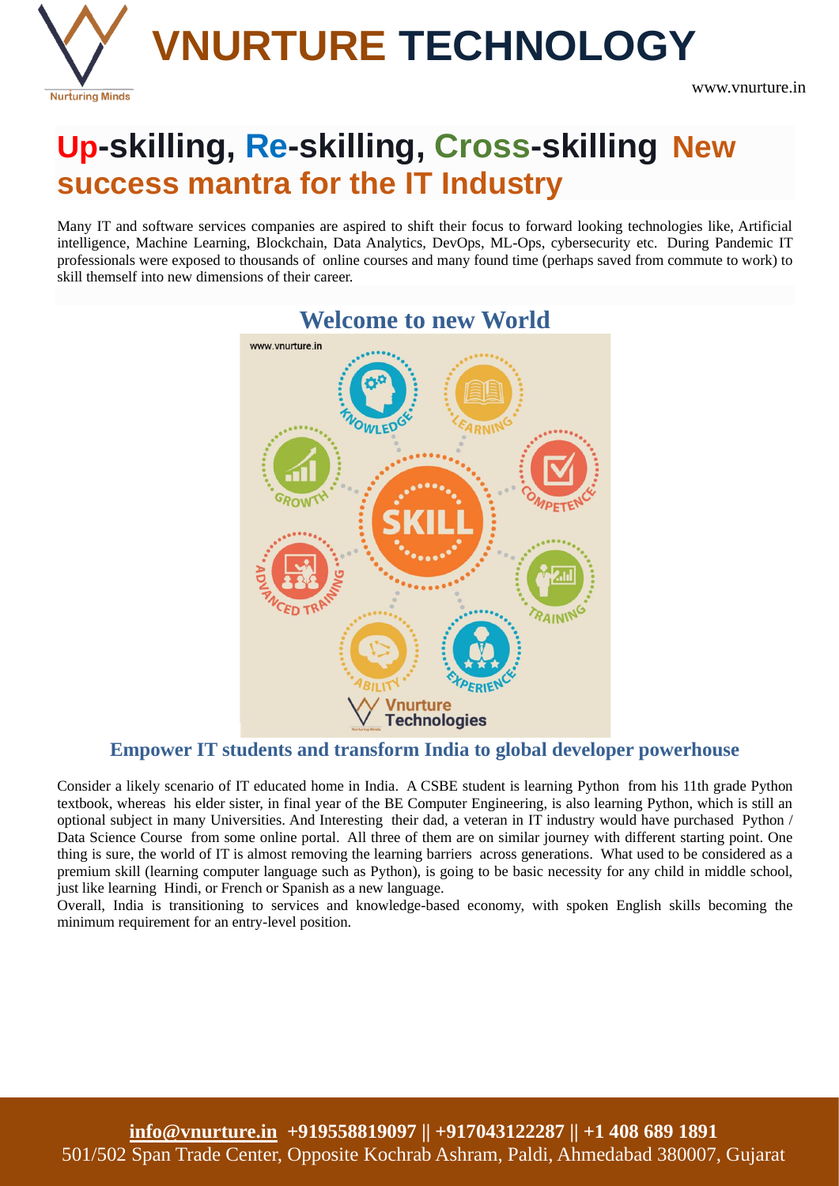# VNURTURE TECHNOLOGY

Nurturing Minds

www.vnurture.in

## Up-skilling, Re-skilling, Cross-skilling New success mantra for the IT Industry

Many IT and software services companies are aspired to shift their focus to forward looking technologies like, Artificial intelligence, Machine Learning, Blockchain, Data Analytics, DevOps, ML-Ops, cybersecurity etc. During Pandemic IT professionals were exposed to thousands of online courses and many found time (perhaps saved from commute to work) to skill themself into new dimensions of their career.

### Welcome to new World

### Empower IT students and transform India to global developer powerhouse

Consider a likely scenario of IT educated home in India. A CSBE student is learning Python from his 11th grade Python textbook, whereas his elder sister, in final year of the BE Computer Engineering, is also learning Python, which is still an optional subject in many Universities. And Interesting their dad, a veteran in IT industry would have purchased Python / Data Science Course from some online portal. All three of them are on similar journey with different starting point. One thing is sure, the world of IT is almost removing the learning barriers across generations. What used to be considered as a premium skill (learning computer language such as Python), is going to be basic necessity for any child in middle school, just like learning Hindi, or French or Spanish as a new language.

Overall, India is transitioning to services and knowledge-based economy, with spoken English skills becoming the minimum requirement for an entry-level position.

**info@vnurture.in +919558819097 || +917043122287 || +1 408 689 1891**

501/502 Span Trade Center, Opposite Kochrab Ashram, Paldi, Ahmedabad 380007, Gujarat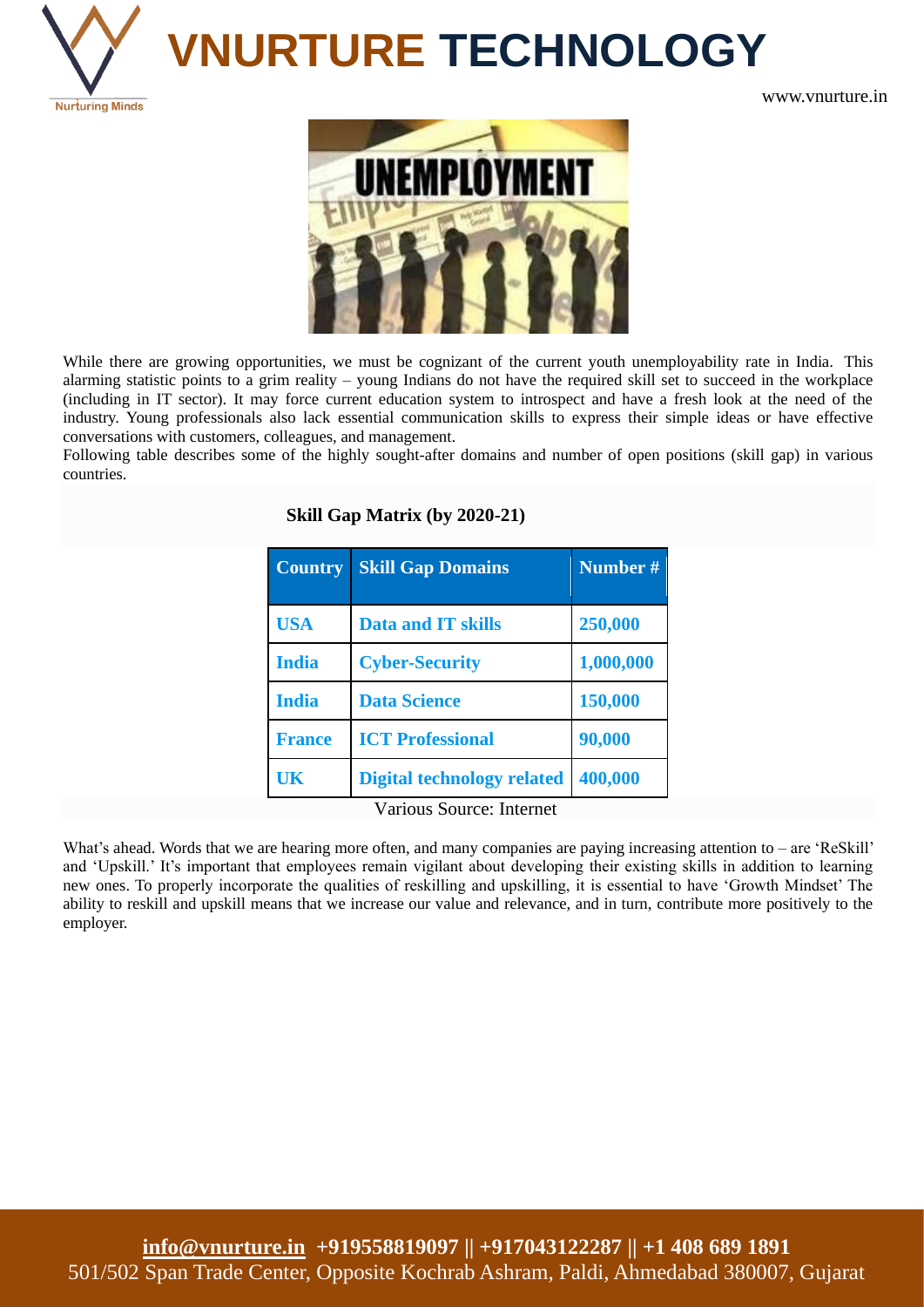While there are growing opportunities, we must be cognizant of the current youth unemployability rate in India. This alarming statistic points to a grim reality – young Indians do not have the required skill set to succeed in the workplace (including in IT sector). It may force current education system to introspect and have a fresh look at the need of the industry. Young professionals also lack essential communication skills to express their simple ideas or have effective conversations with customers, colleagues, and management.

Following table describes some of the highly sought-after domains and number of open positions (skill gap) in various countries.

**Skill Gap Matrix (by 2020-21)**

| Country | Skill Gap Domains | Number # |
|---|---|---|
| USA | Data and IT skills | 250,000 |
| India | Cyber-Security | 1,000,000 |
| India | Data Science | 150,000 |
| France | ICT Professional | 90,000 |
| UK | Digital technology related | 400,000 |

Various Source: Internet

What's ahead. Words that we are hearing more often, and many companies are paying increasing attention to – are 'ReSkill' and 'Upskill.' It's important that employees remain vigilant about developing their existing skills in addition to learning new ones. To properly incorporate the qualities of reskilling and upskilling, it is essential to have 'Growth Mindset' The ability to reskill and upskill means that we increase our value and relevance, and in turn, contribute more positively to the employer.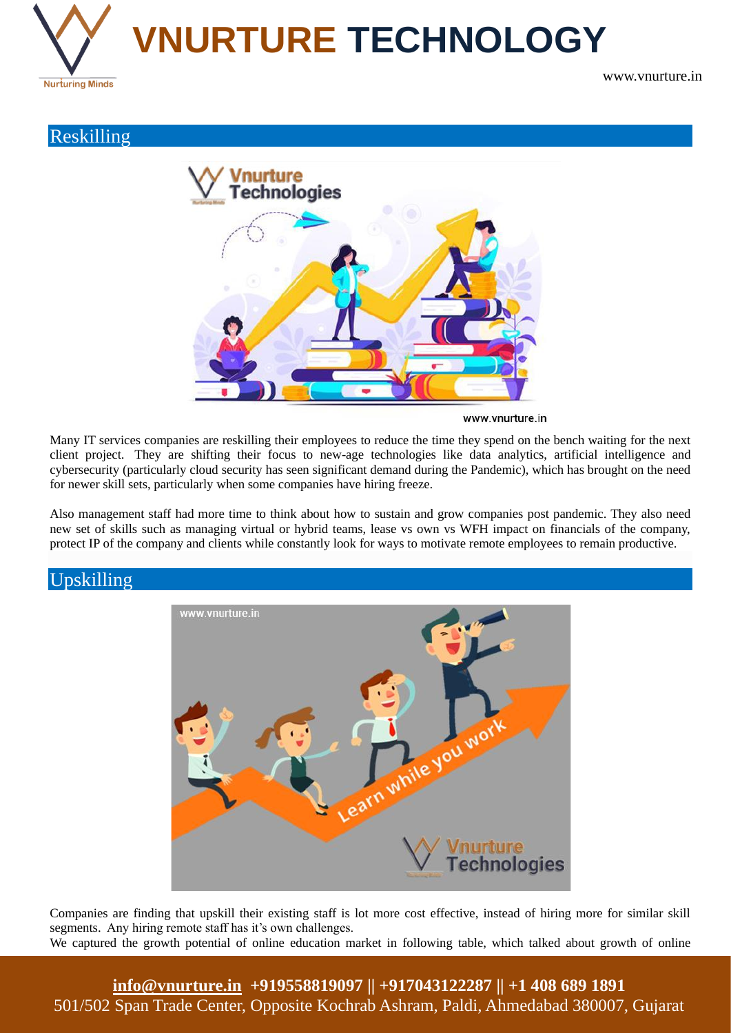## Reskilling

Many IT services companies are reskilling their employees to reduce the time they spend on the bench waiting for the next client project. They are shifting their focus to new-age technologies like data analytics, artificial intelligence and cybersecurity (particularly cloud security has seen significant demand during the Pandemic), which has brought on the need for newer skill sets, particularly when some companies have hiring freeze.

Also management staff had more time to think about how to sustain and grow companies post pandemic. They also need new set of skills such as managing virtual or hybrid teams, lease vs own vs WFH impact on financials of the company, protect IP of the company and clients while constantly look for ways to motivate remote employees to remain productive.

## Upskilling

Companies are finding that upskill their existing staff is lot more cost effective, instead of hiring more for similar skill segments. Any hiring remote staff has it's own challenges.

We captured the growth potential of online education market in following table, which talked about growth of online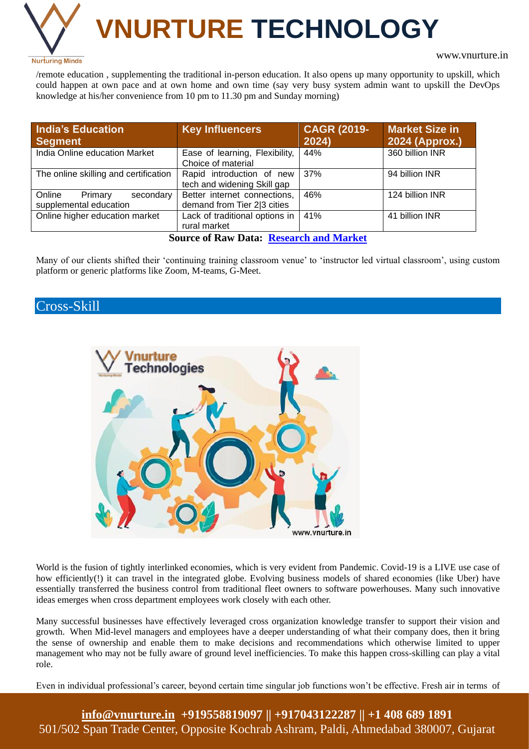/remote education , supplementing the traditional in-person education. It also opens up many opportunity to upskill, which could happen at own pace and at own home and own time (say very busy system admin want to upskill the DevOps knowledge at his/her convenience from 10 pm to 11.30 pm and Sunday morning)

| India's Education Segment | Key Influencers | CAGR (2019-2024) | Market Size in 2024 (Approx.) |
|---|---|---|---|
| India Online education Market | Ease of learning, Flexibility, Choice of material | 44% | 360 billion INR |
| The online skilling and certification | Rapid introduction of new tech and widening Skill gap | 37% | 94 billion INR |
| Online Primary secondary supplemental education | Better internet connections, demand from Tier 2\|3 cities | 46% | 124 billion INR |
| Online higher education market | Lack of traditional options in rural market | 41% | 41 billion INR |

**Source of Raw Data: Research and Market**

Many of our clients shifted their 'continuing training classroom venue' to 'instructor led virtual classroom', using custom platform or generic platforms like Zoom, M-teams, G-Meet.

## Cross-Skill

World is the fusion of tightly interlinked economies, which is very evident from Pandemic. Covid-19 is a LIVE use case of how efficiently(!) it can travel in the integrated globe. Evolving business models of shared economies (like Uber) have essentially transferred the business control from traditional fleet owners to software powerhouses. Many such innovative ideas emerges when cross department employees work closely with each other.

Many successful businesses have effectively leveraged cross organization knowledge transfer to support their vision and growth. When Mid-level managers and employees have a deeper understanding of what their company does, then it bring the sense of ownership and enable them to make decisions and recommendations which otherwise limited to upper management who may not be fully aware of ground level inefficiencies. To make this happen cross-skilling can play a vital role.

Even in individual professional's career, beyond certain time singular job functions won't be effective. Fresh air in terms of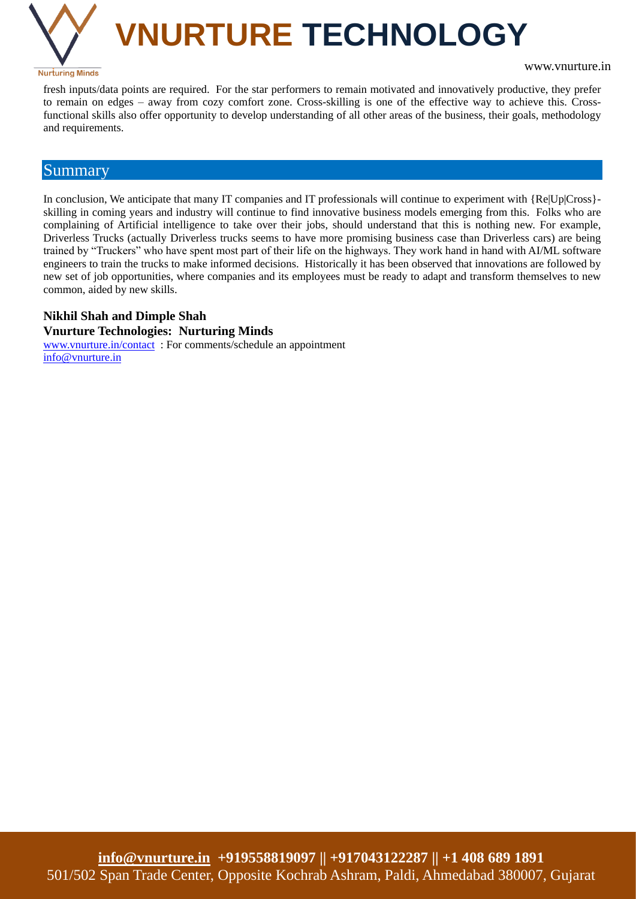fresh inputs/data points are required. For the star performers to remain motivated and innovatively productive, they prefer to remain on edges – away from cozy comfort zone. Cross-skilling is one of the effective way to achieve this. Cross-functional skills also offer opportunity to develop understanding of all other areas of the business, their goals, methodology and requirements.

## Summary

In conclusion, We anticipate that many IT companies and IT professionals will continue to experiment with {Re|Up|Cross}-skilling in coming years and industry will continue to find innovative business models emerging from this. Folks who are complaining of Artificial intelligence to take over their jobs, should understand that this is nothing new. For example, Driverless Trucks (actually Driverless trucks seems to have more promising business case than Driverless cars) are being trained by "Truckers" who have spent most part of their life on the highways. They work hand in hand with AI/ML software engineers to train the trucks to make informed decisions. Historically it has been observed that innovations are followed by new set of job opportunities, where companies and its employees must be ready to adapt and transform themselves to new common, aided by new skills.

**Nikhil Shah and Dimple Shah**
**Vnurture Technologies: Nurturing Minds**
www.vnurture.in/contact : For comments/schedule an appointment
info@vnurture.in